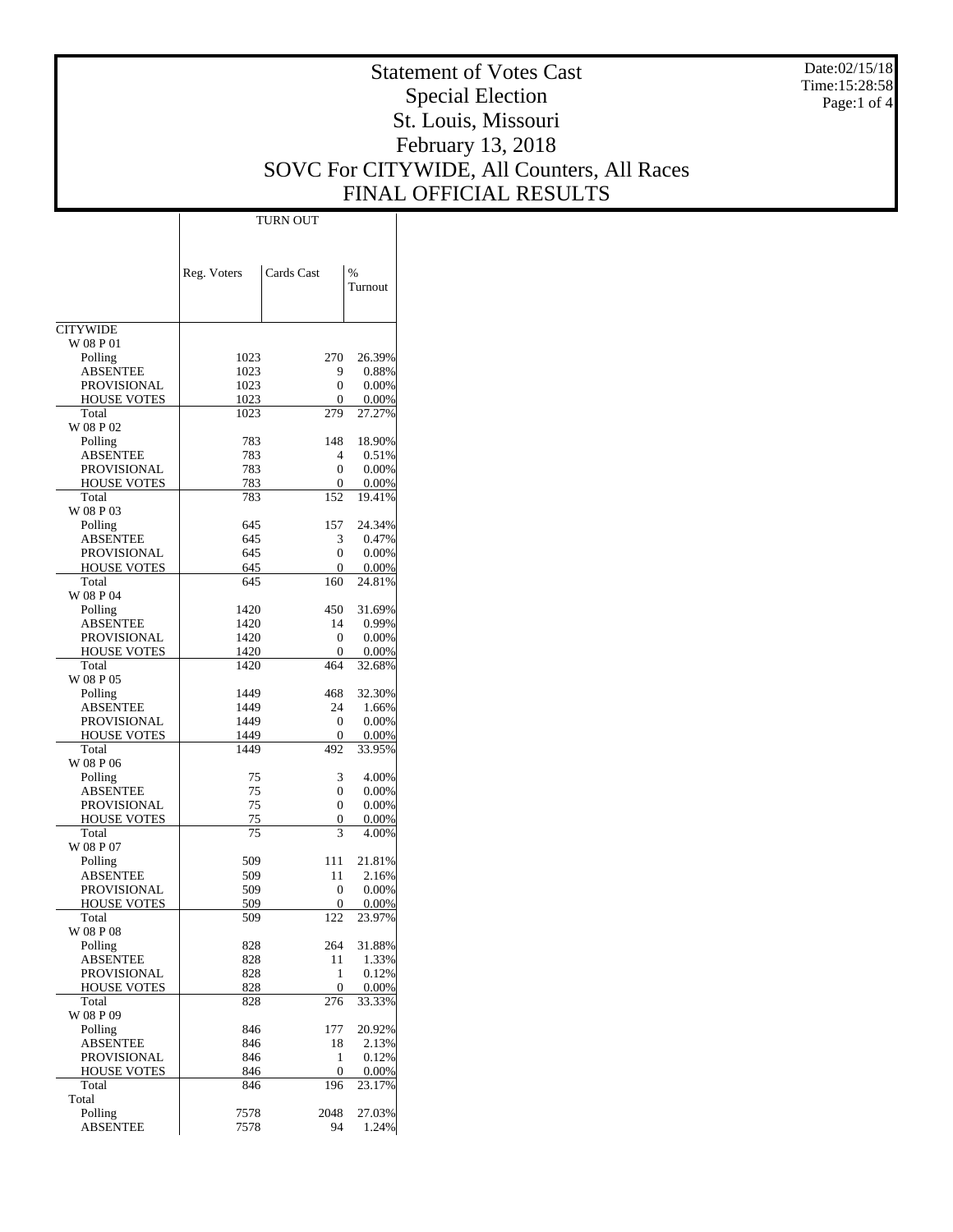# Statement of Votes Cast
## Special Election
## St. Louis, Missouri
## February 13, 2018
## SOVC For CITYWIDE, All Counters, All Races
## FINAL OFFICIAL RESULTS

Date:02/15/18
Time:15:28:58

| | TURN OUT | | |
|---|---|---|---|
| | Reg. Voters | Cards Cast | % Turnout |
| **CITYWIDE** | | | |
| W 08 P 01 | | | |
| Polling | 1023 | 270 | 26.39% |
| ABSENTEE | 1023 | 9 | 0.88% |
| PROVISIONAL | 1023 | 0 | 0.00% |
| HOUSE VOTES | 1023 | 0 | 0.00% |
| Total | 1023 | 279 | 27.27% |
| W 08 P 02 | | | |
| Polling | 783 | 148 | 18.90% |
| ABSENTEE | 783 | 4 | 0.51% |
| PROVISIONAL | 783 | 0 | 0.00% |
| HOUSE VOTES | 783 | 0 | 0.00% |
| Total | 783 | 152 | 19.41% |
| W 08 P 03 | | | |
| Polling | 645 | 157 | 24.34% |
| ABSENTEE | 645 | 3 | 0.47% |
| PROVISIONAL | 645 | 0 | 0.00% |
| HOUSE VOTES | 645 | 0 | 0.00% |
| Total | 645 | 160 | 24.81% |
| W 08 P 04 | | | |
| Polling | 1420 | 450 | 31.69% |
| ABSENTEE | 1420 | 14 | 0.99% |
| PROVISIONAL | 1420 | 0 | 0.00% |
| HOUSE VOTES | 1420 | 0 | 0.00% |
| Total | 1420 | 464 | 32.68% |
| W 08 P 05 | | | |
| Polling | 1449 | 468 | 32.30% |
| ABSENTEE | 1449 | 24 | 1.66% |
| PROVISIONAL | 1449 | 0 | 0.00% |
| HOUSE VOTES | 1449 | 0 | 0.00% |
| Total | 1449 | 492 | 33.95% |
| W 08 P 06 | | | |
| Polling | 75 | 3 | 4.00% |
| ABSENTEE | 75 | 0 | 0.00% |
| PROVISIONAL | 75 | 0 | 0.00% |
| HOUSE VOTES | 75 | 0 | 0.00% |
| Total | 75 | 3 | 4.00% |
| W 08 P 07 | | | |
| Polling | 509 | 111 | 21.81% |
| ABSENTEE | 509 | 11 | 2.16% |
| PROVISIONAL | 509 | 0 | 0.00% |
| HOUSE VOTES | 509 | 0 | 0.00% |
| Total | 509 | 122 | 23.97% |
| W 08 P 08 | | | |
| Polling | 828 | 264 | 31.88% |
| ABSENTEE | 828 | 11 | 1.33% |
| PROVISIONAL | 828 | 1 | 0.12% |
| HOUSE VOTES | 828 | 0 | 0.00% |
| Total | 828 | 276 | 33.33% |
| W 08 P 09 | | | |
| Polling | 846 | 177 | 20.92% |
| ABSENTEE | 846 | 18 | 2.13% |
| PROVISIONAL | 846 | 1 | 0.12% |
| HOUSE VOTES | 846 | 0 | 0.00% |
| Total | 846 | 196 | 23.17% |
| Total | | | |
| Polling | 7578 | 2048 | 27.03% |
| ABSENTEE | 7578 | 94 | 1.24% |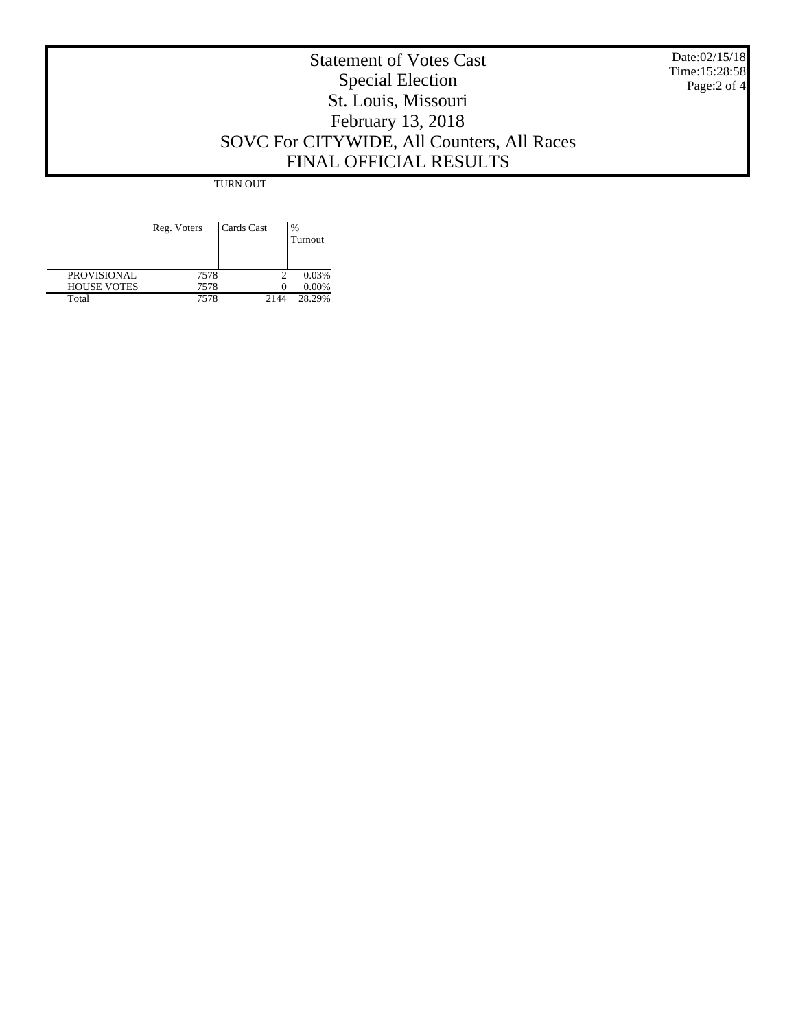# Statement of Votes Cast
## Special Election
## St. Louis, Missouri
## February 13, 2018
## SOVC For CITYWIDE, All Counters, All Races
## FINAL OFFICIAL RESULTS

Date:02/15/18
Time:15:28:58

| | TURN OUT | | |
|---|---|---|---|
| | Reg. Voters | Cards Cast | % Turnout |
| PROVISIONAL | 7578 | 2 | 0.03% |
| HOUSE VOTES | 7578 | 0 | 0.00% |
| Total | 7578 | 2144 | 28.29% |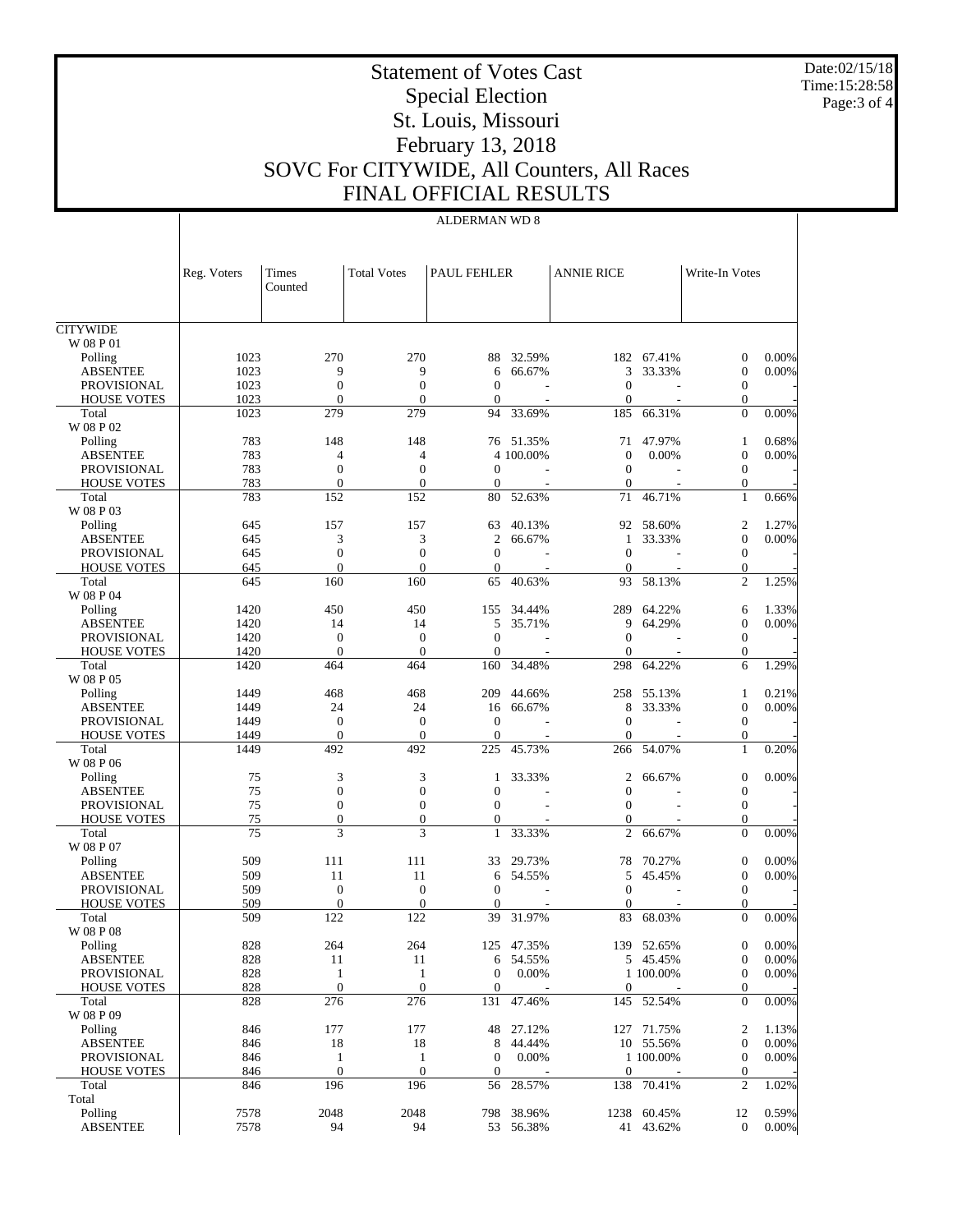# Statement of Votes Cast
## Special Election
## St. Louis, Missouri
## February 13, 2018
## SOVC For CITYWIDE, All Counters, All Races
## FINAL OFFICIAL RESULTS

Date:02/15/18
Time:15:28:58

### ALDERMAN WD 8

| | Reg. Voters | Times Counted | Total Votes | PAUL FEHLER | | ANNIE RICE | | Write-In Votes | |
|---|---|---|---|---|---|---|---|---|---|
| **CITYWIDE** | | | | | | | | | |
| W 08 P 01 | | | | | | | | | |
| Polling | 1023 | 270 | 270 | 88 | 32.59% | 182 | 67.41% | 0 | 0.00% |
| ABSENTEE | 1023 | 9 | 9 | 6 | 66.67% | 3 | 33.33% | 0 | 0.00% |
| PROVISIONAL | 1023 | 0 | 0 | 0 | - | 0 | - | 0 | - |
| HOUSE VOTES | 1023 | 0 | 0 | 0 | - | 0 | - | 0 | - |
| Total | 1023 | 279 | 279 | 94 | 33.69% | 185 | 66.31% | 0 | 0.00% |
| W 08 P 02 | | | | | | | | | |
| Polling | 783 | 148 | 148 | 76 | 51.35% | 71 | 47.97% | 1 | 0.68% |
| ABSENTEE | 783 | 4 | 4 | 4 | 100.00% | 0 | 0.00% | 0 | 0.00% |
| PROVISIONAL | 783 | 0 | 0 | 0 | - | 0 | - | 0 | - |
| HOUSE VOTES | 783 | 0 | 0 | 0 | - | 0 | - | 0 | - |
| Total | 783 | 152 | 152 | 80 | 52.63% | 71 | 46.71% | 1 | 0.66% |
| W 08 P 03 | | | | | | | | | |
| Polling | 645 | 157 | 157 | 63 | 40.13% | 92 | 58.60% | 2 | 1.27% |
| ABSENTEE | 645 | 3 | 3 | 2 | 66.67% | 1 | 33.33% | 0 | 0.00% |
| PROVISIONAL | 645 | 0 | 0 | 0 | - | 0 | - | 0 | - |
| HOUSE VOTES | 645 | 0 | 0 | 0 | - | 0 | - | 0 | - |
| Total | 645 | 160 | 160 | 65 | 40.63% | 93 | 58.13% | 2 | 1.25% |
| W 08 P 04 | | | | | | | | | |
| Polling | 1420 | 450 | 450 | 155 | 34.44% | 289 | 64.22% | 6 | 1.33% |
| ABSENTEE | 1420 | 14 | 14 | 5 | 35.71% | 9 | 64.29% | 0 | 0.00% |
| PROVISIONAL | 1420 | 0 | 0 | 0 | - | 0 | - | 0 | - |
| HOUSE VOTES | 1420 | 0 | 0 | 0 | - | 0 | - | 0 | - |
| Total | 1420 | 464 | 464 | 160 | 34.48% | 298 | 64.22% | 6 | 1.29% |
| W 08 P 05 | | | | | | | | | |
| Polling | 1449 | 468 | 468 | 209 | 44.66% | 258 | 55.13% | 1 | 0.21% |
| ABSENTEE | 1449 | 24 | 24 | 16 | 66.67% | 8 | 33.33% | 0 | 0.00% |
| PROVISIONAL | 1449 | 0 | 0 | 0 | - | 0 | - | 0 | - |
| HOUSE VOTES | 1449 | 0 | 0 | 0 | - | 0 | - | 0 | - |
| Total | 1449 | 492 | 492 | 225 | 45.73% | 266 | 54.07% | 1 | 0.20% |
| W 08 P 06 | | | | | | | | | |
| Polling | 75 | 3 | 3 | 1 | 33.33% | 2 | 66.67% | 0 | 0.00% |
| ABSENTEE | 75 | 0 | 0 | 0 | - | 0 | - | 0 | - |
| PROVISIONAL | 75 | 0 | 0 | 0 | - | 0 | - | 0 | - |
| HOUSE VOTES | 75 | 0 | 0 | 0 | - | 0 | - | 0 | - |
| Total | 75 | 3 | 3 | 1 | 33.33% | 2 | 66.67% | 0 | 0.00% |
| W 08 P 07 | | | | | | | | | |
| Polling | 509 | 111 | 111 | 33 | 29.73% | 78 | 70.27% | 0 | 0.00% |
| ABSENTEE | 509 | 11 | 11 | 6 | 54.55% | 5 | 45.45% | 0 | 0.00% |
| PROVISIONAL | 509 | 0 | 0 | 0 | - | 0 | - | 0 | - |
| HOUSE VOTES | 509 | 0 | 0 | 0 | - | 0 | - | 0 | - |
| Total | 509 | 122 | 122 | 39 | 31.97% | 83 | 68.03% | 0 | 0.00% |
| W 08 P 08 | | | | | | | | | |
| Polling | 828 | 264 | 264 | 125 | 47.35% | 139 | 52.65% | 0 | 0.00% |
| ABSENTEE | 828 | 11 | 11 | 6 | 54.55% | 5 | 45.45% | 0 | 0.00% |
| PROVISIONAL | 828 | 1 | 1 | 0 | 0.00% | 1 | 100.00% | 0 | 0.00% |
| HOUSE VOTES | 828 | 0 | 0 | 0 | - | 0 | - | 0 | - |
| Total | 828 | 276 | 276 | 131 | 47.46% | 145 | 52.54% | 0 | 0.00% |
| W 08 P 09 | | | | | | | | | |
| Polling | 846 | 177 | 177 | 48 | 27.12% | 127 | 71.75% | 2 | 1.13% |
| ABSENTEE | 846 | 18 | 18 | 8 | 44.44% | 10 | 55.56% | 0 | 0.00% |
| PROVISIONAL | 846 | 1 | 1 | 0 | 0.00% | 1 | 100.00% | 0 | 0.00% |
| HOUSE VOTES | 846 | 0 | 0 | 0 | - | 0 | - | 0 | - |
| Total | 846 | 196 | 196 | 56 | 28.57% | 138 | 70.41% | 2 | 1.02% |
| Total | | | | | | | | | |
| Polling | 7578 | 2048 | 2048 | 798 | 38.96% | 1238 | 60.45% | 12 | 0.59% |
| ABSENTEE | 7578 | 94 | 94 | 53 | 56.38% | 41 | 43.62% | 0 | 0.00% |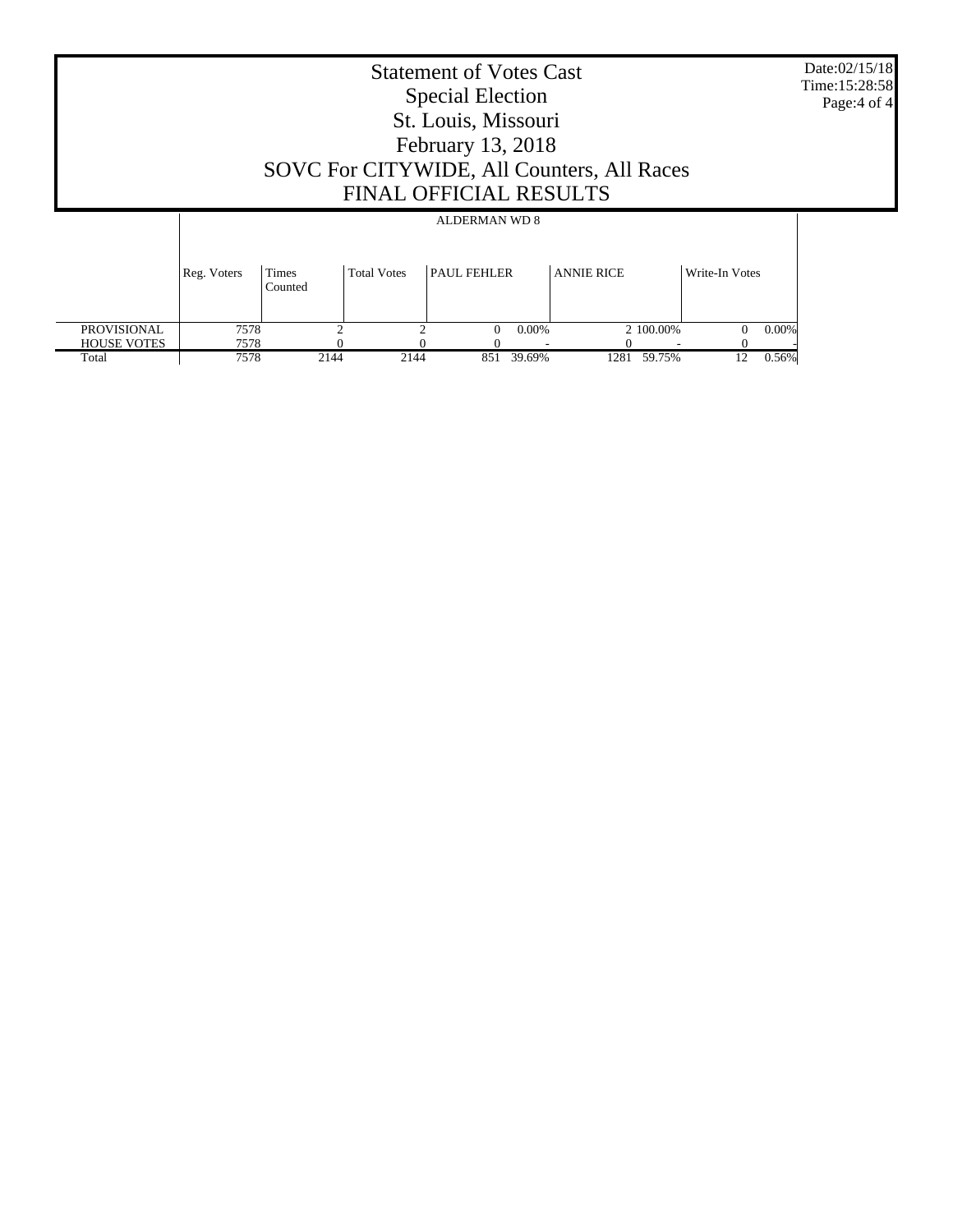# Statement of Votes Cast
## Special Election
## St. Louis, Missouri
## February 13, 2018
## SOVC For CITYWIDE, All Counters, All Races
## FINAL OFFICIAL RESULTS

Date:02/15/18
Time:15:28:58

| | ALDERMAN WD 8 | | | | | | | | |
|---|---|---|---|---|---|---|---|---|---|
| | Reg. Voters | Times Counted | Total Votes | PAUL FEHLER | | ANNIE RICE | | Write-In Votes | |
| PROVISIONAL | 7578 | 2 | 2 | 0 | 0.00% | 2 | 100.00% | 0 | 0.00% |
| HOUSE VOTES | 7578 | 0 | 0 | 0 | - | 0 | - | 0 | - |
| Total | 7578 | 2144 | 2144 | 851 | 39.69% | 1281 | 59.75% | 12 | 0.56% |